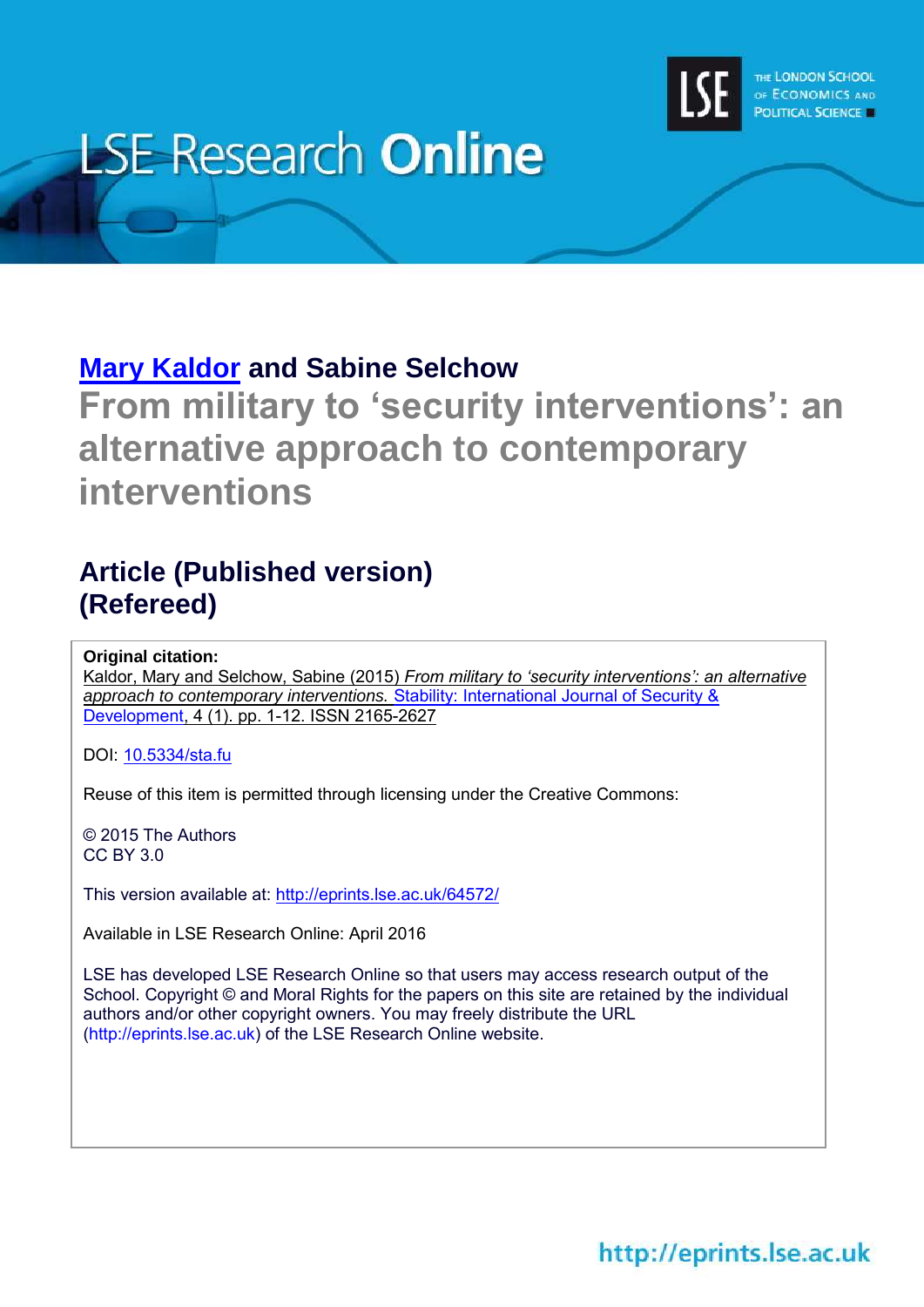LSE Research Online

[Mary Kaldor](#) and Sabine Selchow

# From military to ‘security interventions’: an alternative approach to contemporary interventions

## Article (Published version)
## (Refereed)

**Original citation:**
Kaldor, Mary and Selchow, Sabine (2015) *From military to ‘security interventions’: an alternative approach to contemporary interventions.* Stability: International Journal of Security & Development, 4 (1). pp. 1-12. ISSN 2165-2627

DOI: 10.5334/sta.fu

Reuse of this item is permitted through licensing under the Creative Commons:

© 2015 The Authors
CC BY 3.0

This version available at: http://eprints.lse.ac.uk/64572/

Available in LSE Research Online: April 2016

LSE has developed LSE Research Online so that users may access research output of the School. Copyright © and Moral Rights for the papers on this site are retained by the individual authors and/or other copyright owners. You may freely distribute the URL (http://eprints.lse.ac.uk) of the LSE Research Online website.

http://eprints.lse.ac.uk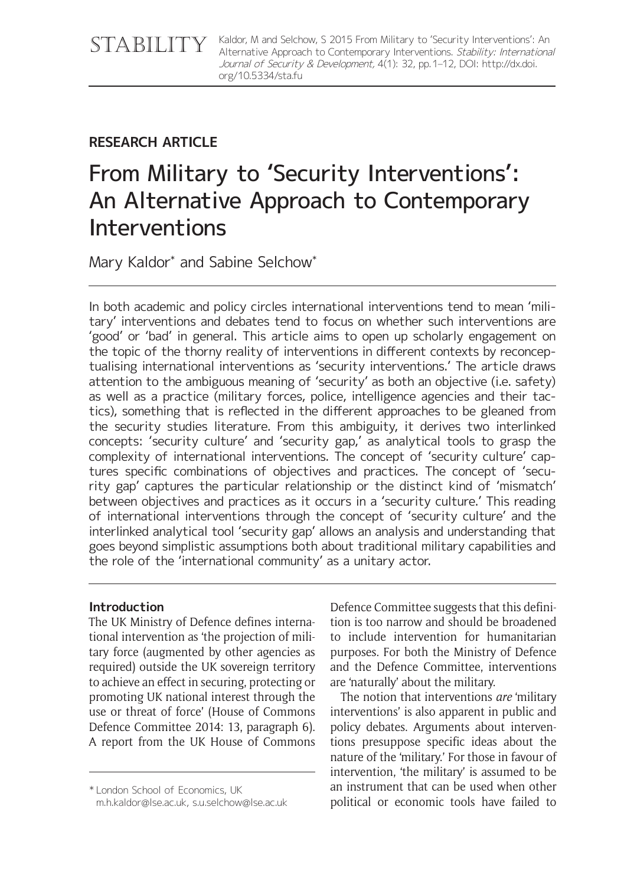# From Military to 'Security Interventions': An Alternative Approach to Contemporary Interventions

## RESEARCH ARTICLE

Mary Kaldor* and Sabine Selchow*

In both academic and policy circles international interventions tend to mean 'military' interventions and debates tend to focus on whether such interventions are 'good' or 'bad' in general. This article aims to open up scholarly engagement on the topic of the thorny reality of interventions in different contexts by reconceptualising international interventions as 'security interventions.' The article draws attention to the ambiguous meaning of 'security' as both an objective (i.e. safety) as well as a practice (military forces, police, intelligence agencies and their tactics), something that is reflected in the different approaches to be gleaned from the security studies literature. From this ambiguity, it derives two interlinked concepts: 'security culture' and 'security gap,' as analytical tools to grasp the complexity of international interventions. The concept of 'security culture' captures specific combinations of objectives and practices. The concept of 'security gap' captures the particular relationship or the distinct kind of 'mismatch' between objectives and practices as it occurs in a 'security culture.' This reading of international interventions through the concept of 'security culture' and the interlinked analytical tool 'security gap' allows an analysis and understanding that goes beyond simplistic assumptions both about traditional military capabilities and the role of the 'international community' as a unitary actor.

### Introduction

The UK Ministry of Defence defines international intervention as 'the projection of military force (augmented by other agencies as required) outside the UK sovereign territory to achieve an effect in securing, protecting or promoting UK national interest through the use or threat of force' (House of Commons Defence Committee 2014: 13, paragraph 6). A report from the UK House of Commons Defence Committee suggests that this definition is too narrow and should be broadened to include intervention for humanitarian purposes. For both the Ministry of Defence and the Defence Committee, interventions are 'naturally' about the military.

The notion that interventions *are* 'military interventions' is also apparent in public and policy debates. Arguments about interventions presuppose specific ideas about the nature of the 'military.' For those in favour of intervention, 'the military' is assumed to be an instrument that can be used when other political or economic tools have failed to

\* London School of Economics, UK
m.h.kaldor@lse.ac.uk, s.u.selchow@lse.ac.uk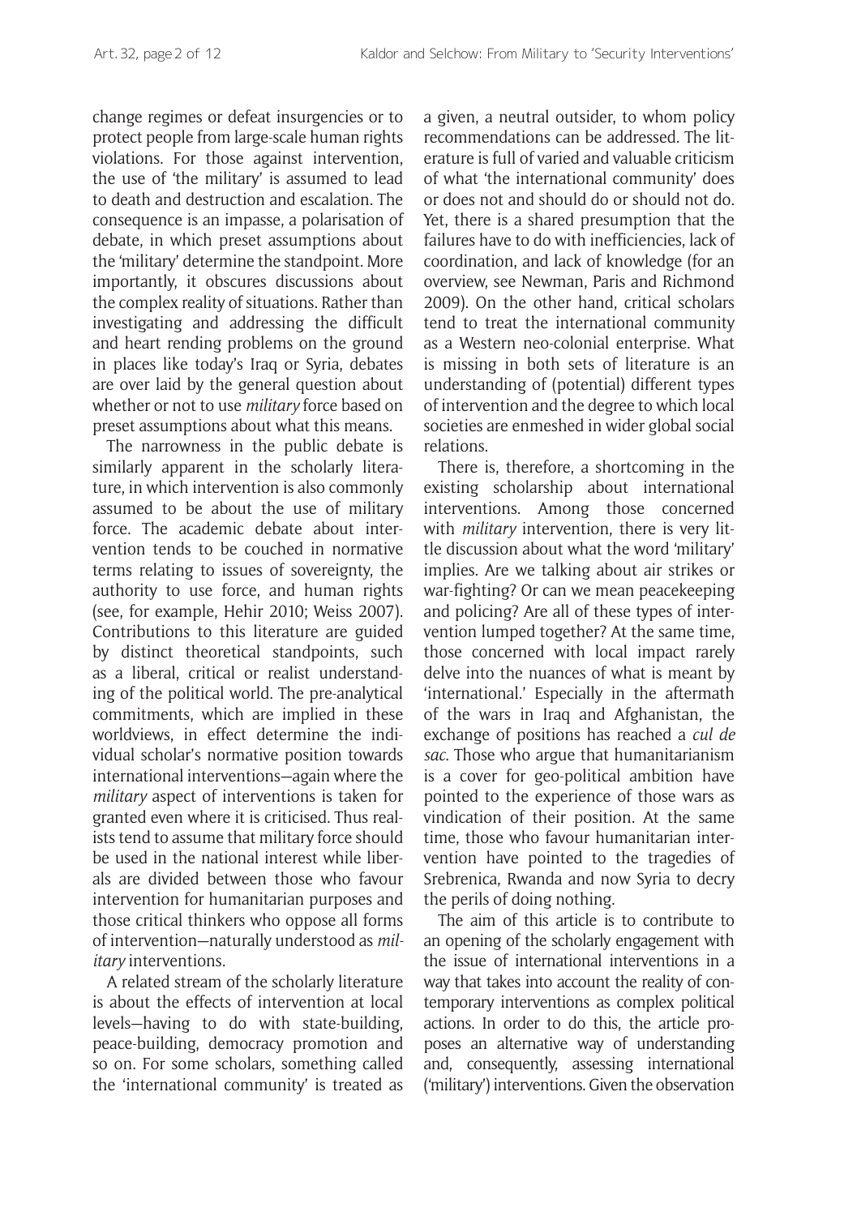change regimes or defeat insurgencies or to protect people from large-scale human rights violations. For those against intervention, the use of 'the military' is assumed to lead to death and destruction and escalation. The consequence is an impasse, a polarisation of debate, in which preset assumptions about the 'military' determine the standpoint. More importantly, it obscures discussions about the complex reality of situations. Rather than investigating and addressing the difficult and heart rending problems on the ground in places like today's Iraq or Syria, debates are over laid by the general question about whether or not to use *military* force based on preset assumptions about what this means.

The narrowness in the public debate is similarly apparent in the scholarly literature, in which intervention is also commonly assumed to be about the use of military force. The academic debate about intervention tends to be couched in normative terms relating to issues of sovereignty, the authority to use force, and human rights (see, for example, Hehir 2010; Weiss 2007). Contributions to this literature are guided by distinct theoretical standpoints, such as a liberal, critical or realist understanding of the political world. The pre-analytical commitments, which are implied in these worldviews, in effect determine the individual scholar's normative position towards international interventions—again where the *military* aspect of interventions is taken for granted even where it is criticised. Thus realists tend to assume that military force should be used in the national interest while liberals are divided between those who favour intervention for humanitarian purposes and those critical thinkers who oppose all forms of intervention—naturally understood as *military* interventions.

A related stream of the scholarly literature is about the effects of intervention at local levels—having to do with state-building, peace-building, democracy promotion and so on. For some scholars, something called the 'international community' is treated as a given, a neutral outsider, to whom policy recommendations can be addressed. The literature is full of varied and valuable criticism of what 'the international community' does or does not and should do or should not do. Yet, there is a shared presumption that the failures have to do with inefficiencies, lack of coordination, and lack of knowledge (for an overview, see Newman, Paris and Richmond 2009). On the other hand, critical scholars tend to treat the international community as a Western neo-colonial enterprise. What is missing in both sets of literature is an understanding of (potential) different types of intervention and the degree to which local societies are enmeshed in wider global social relations.

There is, therefore, a shortcoming in the existing scholarship about international interventions. Among those concerned with *military* intervention, there is very little discussion about what the word 'military' implies. Are we talking about air strikes or war-fighting? Or can we mean peacekeeping and policing? Are all of these types of intervention lumped together? At the same time, those concerned with local impact rarely delve into the nuances of what is meant by 'international.' Especially in the aftermath of the wars in Iraq and Afghanistan, the exchange of positions has reached a *cul de sac*. Those who argue that humanitarianism is a cover for geo-political ambition have pointed to the experience of those wars as vindication of their position. At the same time, those who favour humanitarian intervention have pointed to the tragedies of Srebrenica, Rwanda and now Syria to decry the perils of doing nothing.

The aim of this article is to contribute to an opening of the scholarly engagement with the issue of international interventions in a way that takes into account the reality of contemporary interventions as complex political actions. In order to do this, the article proposes an alternative way of understanding and, consequently, assessing international ('military') interventions. Given the observation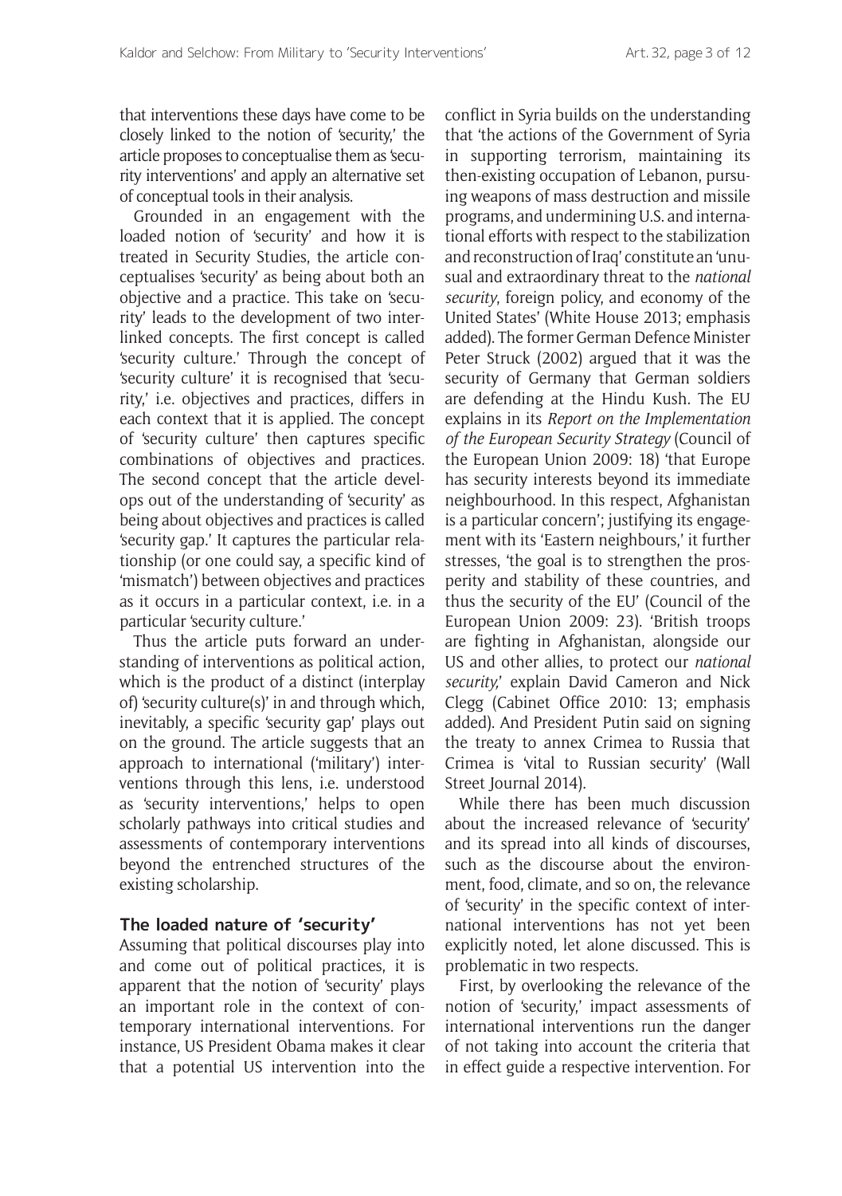that interventions these days have come to be closely linked to the notion of 'security,' the article proposes to conceptualise them as 'security interventions' and apply an alternative set of conceptual tools in their analysis.

Grounded in an engagement with the loaded notion of 'security' and how it is treated in Security Studies, the article conceptualises 'security' as being about both an objective and a practice. This take on 'security' leads to the development of two interlinked concepts. The first concept is called 'security culture.' Through the concept of 'security culture' it is recognised that 'security,' i.e. objectives and practices, differs in each context that it is applied. The concept of 'security culture' then captures specific combinations of objectives and practices. The second concept that the article develops out of the understanding of 'security' as being about objectives and practices is called 'security gap.' It captures the particular relationship (or one could say, a specific kind of 'mismatch') between objectives and practices as it occurs in a particular context, i.e. in a particular 'security culture.'

Thus the article puts forward an understanding of interventions as political action, which is the product of a distinct (interplay of) 'security culture(s)' in and through which, inevitably, a specific 'security gap' plays out on the ground. The article suggests that an approach to international ('military') interventions through this lens, i.e. understood as 'security interventions,' helps to open scholarly pathways into critical studies and assessments of contemporary interventions beyond the entrenched structures of the existing scholarship.

## The loaded nature of 'security'

Assuming that political discourses play into and come out of political practices, it is apparent that the notion of 'security' plays an important role in the context of contemporary international interventions. For instance, US President Obama makes it clear that a potential US intervention into the conflict in Syria builds on the understanding that 'the actions of the Government of Syria in supporting terrorism, maintaining its then-existing occupation of Lebanon, pursuing weapons of mass destruction and missile programs, and undermining U.S. and international efforts with respect to the stabilization and reconstruction of Iraq' constitute an 'unusual and extraordinary threat to the *national security*, foreign policy, and economy of the United States' (White House 2013; emphasis added). The former German Defence Minister Peter Struck (2002) argued that it was the security of Germany that German soldiers are defending at the Hindu Kush. The EU explains in its *Report on the Implementation of the European Security Strategy* (Council of the European Union 2009: 18) 'that Europe has security interests beyond its immediate neighbourhood. In this respect, Afghanistan is a particular concern'; justifying its engagement with its 'Eastern neighbours,' it further stresses, 'the goal is to strengthen the prosperity and stability of these countries, and thus the security of the EU' (Council of the European Union 2009: 23). 'British troops are fighting in Afghanistan, alongside our US and other allies, to protect our *national security*,' explain David Cameron and Nick Clegg (Cabinet Office 2010: 13; emphasis added). And President Putin said on signing the treaty to annex Crimea to Russia that Crimea is 'vital to Russian security' (Wall Street Journal 2014).

While there has been much discussion about the increased relevance of 'security' and its spread into all kinds of discourses, such as the discourse about the environment, food, climate, and so on, the relevance of 'security' in the specific context of international interventions has not yet been explicitly noted, let alone discussed. This is problematic in two respects.

First, by overlooking the relevance of the notion of 'security,' impact assessments of international interventions run the danger of not taking into account the criteria that in effect guide a respective intervention. For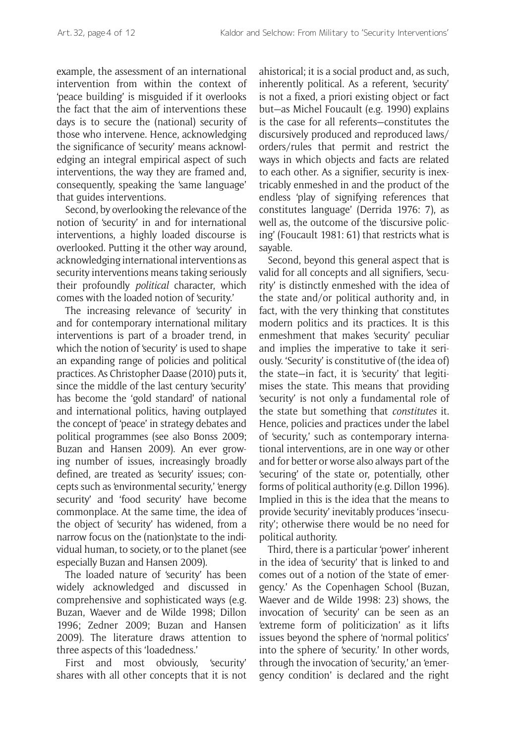example, the assessment of an international intervention from within the context of 'peace building' is misguided if it overlooks the fact that the aim of interventions these days is to secure the (national) security of those who intervene. Hence, acknowledging the significance of 'security' means acknowledging an integral empirical aspect of such interventions, the way they are framed and, consequently, speaking the 'same language' that guides interventions.

Second, by overlooking the relevance of the notion of 'security' in and for international interventions, a highly loaded discourse is overlooked. Putting it the other way around, acknowledging international interventions as security interventions means taking seriously their profoundly *political* character, which comes with the loaded notion of 'security.'

The increasing relevance of 'security' in and for contemporary international military interventions is part of a broader trend, in which the notion of 'security' is used to shape an expanding range of policies and political practices. As Christopher Daase (2010) puts it, since the middle of the last century 'security' has become the 'gold standard' of national and international politics, having outplayed the concept of 'peace' in strategy debates and political programmes (see also Bonss 2009; Buzan and Hansen 2009). An ever growing number of issues, increasingly broadly defined, are treated as 'security' issues; concepts such as 'environmental security,' 'energy security' and 'food security' have become commonplace. At the same time, the idea of the object of 'security' has widened, from a narrow focus on the (nation)state to the individual human, to society, or to the planet (see especially Buzan and Hansen 2009).

The loaded nature of 'security' has been widely acknowledged and discussed in comprehensive and sophisticated ways (e.g. Buzan, Waever and de Wilde 1998; Dillon 1996; Zedner 2009; Buzan and Hansen 2009). The literature draws attention to three aspects of this 'loadedness.'

First and most obviously, 'security' shares with all other concepts that it is not ahistorical; it is a social product and, as such, inherently political. As a referent, 'security' is not a fixed, a priori existing object or fact but—as Michel Foucault (e.g. 1990) explains is the case for all referents—constitutes the discursively produced and reproduced laws/orders/rules that permit and restrict the ways in which objects and facts are related to each other. As a signifier, security is inextricably enmeshed in and the product of the endless 'play of signifying references that constitutes language' (Derrida 1976: 7), as well as, the outcome of the 'discursive policing' (Foucault 1981: 61) that restricts what is sayable.

Second, beyond this general aspect that is valid for all concepts and all signifiers, 'security' is distinctly enmeshed with the idea of the state and/or political authority and, in fact, with the very thinking that constitutes modern politics and its practices. It is this enmeshment that makes 'security' peculiar and implies the imperative to take it seriously. 'Security' is constitutive of (the idea of) the state—in fact, it is 'security' that legitimises the state. This means that providing 'security' is not only a fundamental role of the state but something that *constitutes* it. Hence, policies and practices under the label of 'security,' such as contemporary international interventions, are in one way or other and for better or worse also always part of the 'securing' of the state or, potentially, other forms of political authority (e.g. Dillon 1996). Implied in this is the idea that the means to provide 'security' inevitably produces 'insecurity'; otherwise there would be no need for political authority.

Third, there is a particular 'power' inherent in the idea of 'security' that is linked to and comes out of a notion of the 'state of emergency.' As the Copenhagen School (Buzan, Waever and de Wilde 1998: 23) shows, the invocation of 'security' can be seen as an 'extreme form of politicization' as it lifts issues beyond the sphere of 'normal politics' into the sphere of 'security.' In other words, through the invocation of 'security,' an 'emergency condition' is declared and the right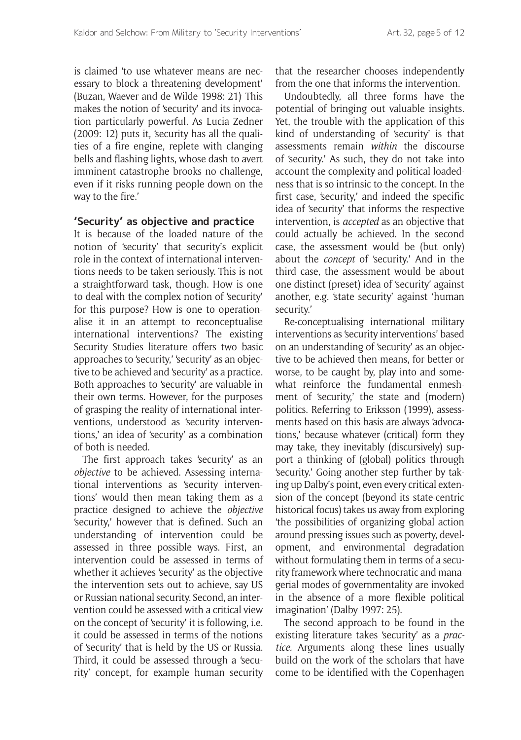is claimed 'to use whatever means are necessary to block a threatening development' (Buzan, Waever and de Wilde 1998: 21). This makes the notion of 'security' and its invocation particularly powerful. As Lucia Zedner (2009: 12) puts it, 'security has all the qualities of a fire engine, replete with clanging bells and flashing lights, whose dash to avert imminent catastrophe brooks no challenge, even if it risks running people down on the way to the fire.'

## 'Security' as objective and practice

It is because of the loaded nature of the notion of 'security' that security's explicit role in the context of international interventions needs to be taken seriously. This is not a straightforward task, though. How is one to deal with the complex notion of 'security' for this purpose? How is one to operationalise it in an attempt to reconceptualise international interventions? The existing Security Studies literature offers two basic approaches to 'security,' 'security' as an objective to be achieved and 'security' as a practice. Both approaches to 'security' are valuable in their own terms. However, for the purposes of grasping the reality of international interventions, understood as 'security interventions,' an idea of 'security' as a combination of both is needed.

The first approach takes 'security' as an *objective* to be achieved. Assessing international interventions as 'security interventions' would then mean taking them as a practice designed to achieve the *objective* 'security,' however that is defined. Such an understanding of intervention could be assessed in three possible ways. First, an intervention could be assessed in terms of whether it achieves 'security' as the objective the intervention sets out to achieve, say US or Russian national security. Second, an intervention could be assessed with a critical view on the concept of 'security' it is following, i.e. it could be assessed in terms of the notions of 'security' that is held by the US or Russia. Third, it could be assessed through a 'security' concept, for example human security that the researcher chooses independently from the one that informs the intervention.

Undoubtedly, all three forms have the potential of bringing out valuable insights. Yet, the trouble with the application of this kind of understanding of 'security' is that assessments remain *within* the discourse of 'security.' As such, they do not take into account the complexity and political loadedness that is so intrinsic to the concept. In the first case, 'security,' and indeed the specific idea of 'security' that informs the respective intervention, is *accepted* as an objective that could actually be achieved. In the second case, the assessment would be (but only) about the *concept* of 'security.' And in the third case, the assessment would be about one distinct (preset) idea of 'security' against another, e.g. 'state security' against 'human security.'

Re-conceptualising international military interventions as 'security interventions' based on an understanding of 'security' as an objective to be achieved then means, for better or worse, to be caught by, play into and somewhat reinforce the fundamental enmeshment of 'security,' the state and (modern) politics. Referring to Eriksson (1999), assessments based on this basis are always 'advocations,' because whatever (critical) form they may take, they inevitably (discursively) support a thinking of (global) politics through 'security.' Going another step further by taking up Dalby's point, even every critical extension of the concept (beyond its state-centric historical focus) takes us away from exploring 'the possibilities of organizing global action around pressing issues such as poverty, development, and environmental degradation without formulating them in terms of a security framework where technocratic and managerial modes of governmentality are invoked in the absence of a more flexible political imagination' (Dalby 1997: 25).

The second approach to be found in the existing literature takes 'security' as a *practice.* Arguments along these lines usually build on the work of the scholars that have come to be identified with the Copenhagen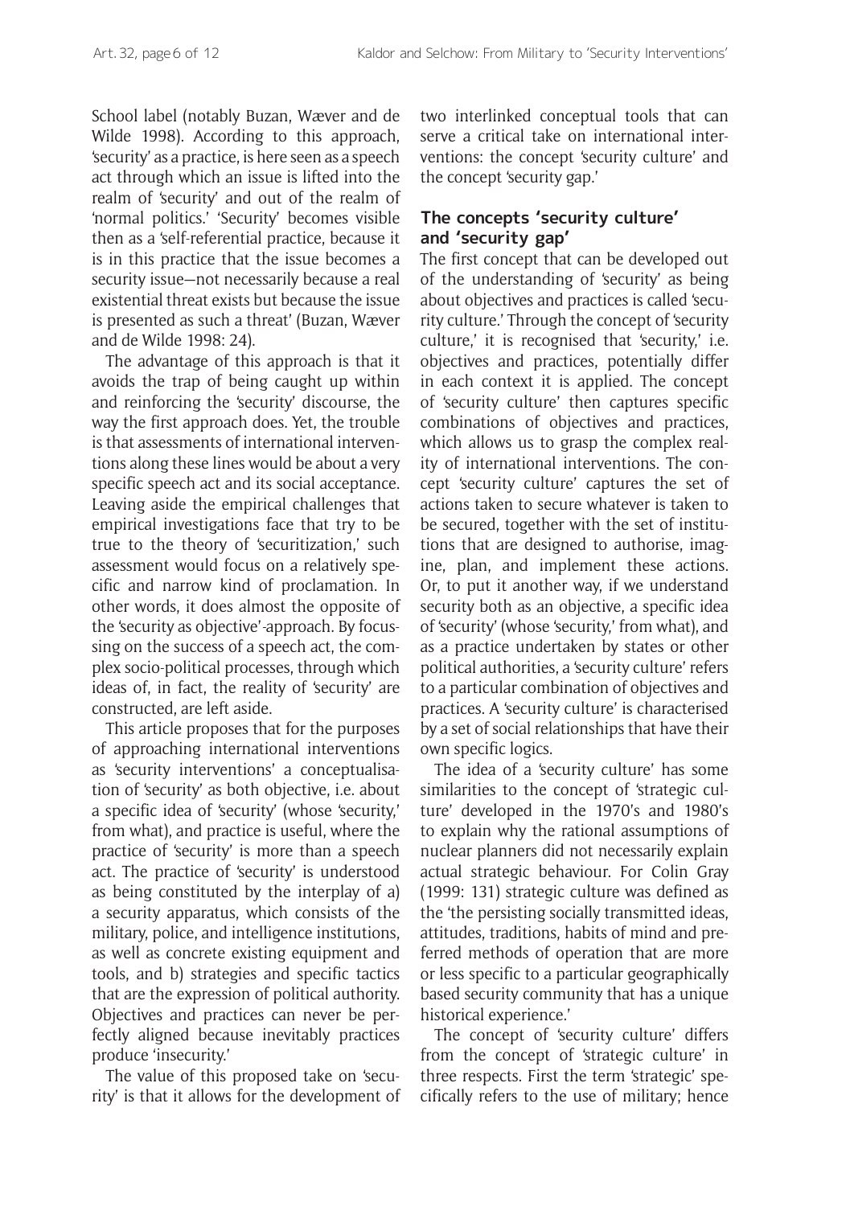School label (notably Buzan, Wæver and de Wilde 1998). According to this approach, 'security' as a practice, is here seen as a speech act through which an issue is lifted into the realm of 'security' and out of the realm of 'normal politics.' 'Security' becomes visible then as a 'self-referential practice, because it is in this practice that the issue becomes a security issue—not necessarily because a real existential threat exists but because the issue is presented as such a threat' (Buzan, Wæver and de Wilde 1998: 24).

The advantage of this approach is that it avoids the trap of being caught up within and reinforcing the 'security' discourse, the way the first approach does. Yet, the trouble is that assessments of international interventions along these lines would be about a very specific speech act and its social acceptance. Leaving aside the empirical challenges that empirical investigations face that try to be true to the theory of 'securitization,' such assessment would focus on a relatively specific and narrow kind of proclamation. In other words, it does almost the opposite of the 'security as objective'-approach. By focussing on the success of a speech act, the complex socio-political processes, through which ideas of, in fact, the reality of 'security' are constructed, are left aside.

This article proposes that for the purposes of approaching international interventions as 'security interventions' a conceptualisation of 'security' as both objective, i.e. about a specific idea of 'security' (whose 'security,' from what), and practice is useful, where the practice of 'security' is more than a speech act. The practice of 'security' is understood as being constituted by the interplay of a) a security apparatus, which consists of the military, police, and intelligence institutions, as well as concrete existing equipment and tools, and b) strategies and specific tactics that are the expression of political authority. Objectives and practices can never be perfectly aligned because inevitably practices produce 'insecurity.'

The value of this proposed take on 'security' is that it allows for the development of two interlinked conceptual tools that can serve a critical take on international interventions: the concept 'security culture' and the concept 'security gap.'

## The concepts 'security culture' and 'security gap'

The first concept that can be developed out of the understanding of 'security' as being about objectives and practices is called 'security culture.' Through the concept of 'security culture,' it is recognised that 'security,' i.e. objectives and practices, potentially differ in each context it is applied. The concept of 'security culture' then captures specific combinations of objectives and practices, which allows us to grasp the complex reality of international interventions. The concept 'security culture' captures the set of actions taken to secure whatever is taken to be secured, together with the set of institutions that are designed to authorise, imagine, plan, and implement these actions. Or, to put it another way, if we understand security both as an objective, a specific idea of 'security' (whose 'security,' from what), and as a practice undertaken by states or other political authorities, a 'security culture' refers to a particular combination of objectives and practices. A 'security culture' is characterised by a set of social relationships that have their own specific logics.

The idea of a 'security culture' has some similarities to the concept of 'strategic culture' developed in the 1970's and 1980's to explain why the rational assumptions of nuclear planners did not necessarily explain actual strategic behaviour. For Colin Gray (1999: 131) strategic culture was defined as the 'the persisting socially transmitted ideas, attitudes, traditions, habits of mind and preferred methods of operation that are more or less specific to a particular geographically based security community that has a unique historical experience.'

The concept of 'security culture' differs from the concept of 'strategic culture' in three respects. First the term 'strategic' specifically refers to the use of military; hence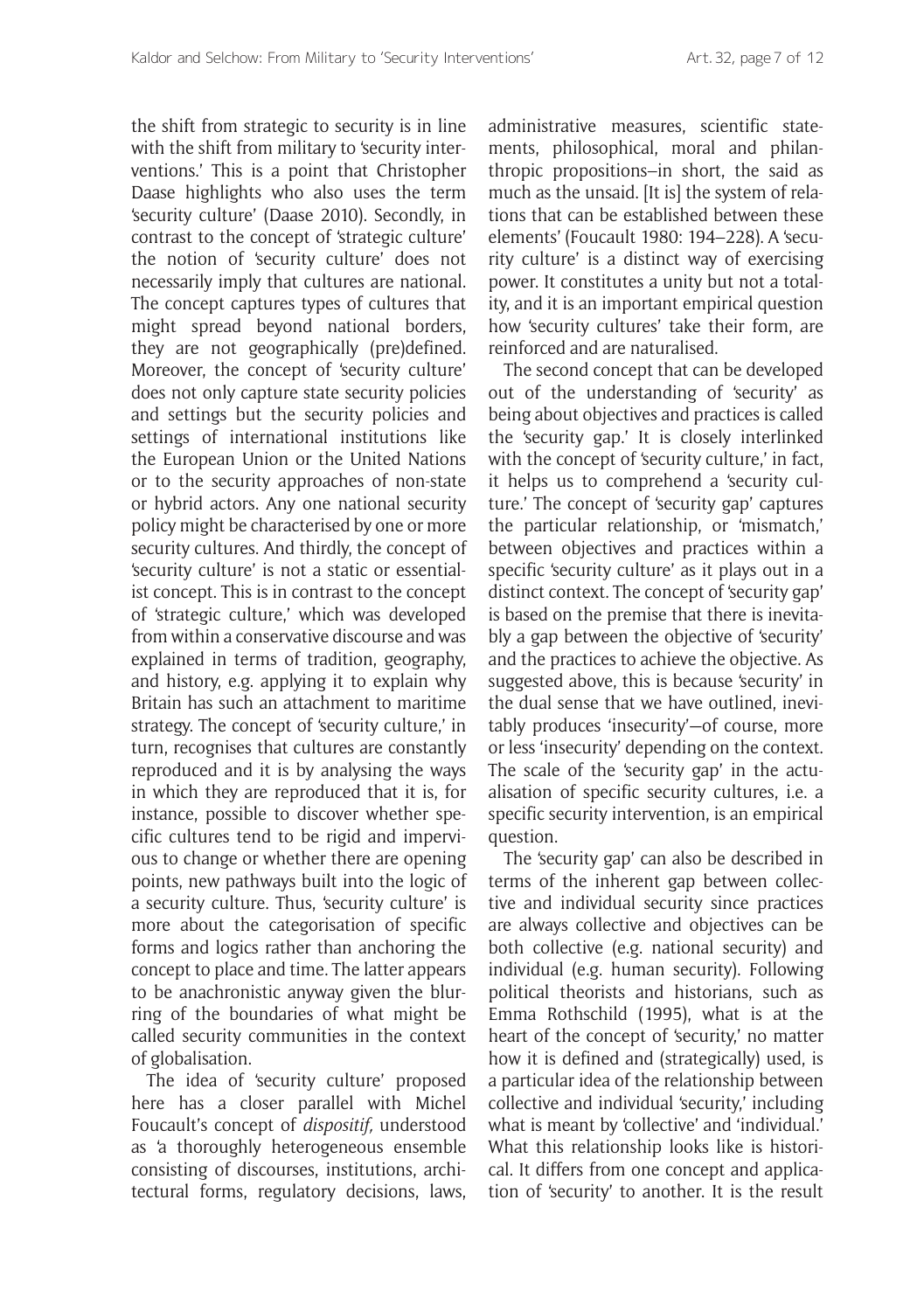the shift from strategic to security is in line with the shift from military to 'security interventions.' This is a point that Christopher Daase highlights who also uses the term 'security culture' (Daase 2010). Secondly, in contrast to the concept of 'strategic culture' the notion of 'security culture' does not necessarily imply that cultures are national. The concept captures types of cultures that might spread beyond national borders, they are not geographically (pre)defined. Moreover, the concept of 'security culture' does not only capture state security policies and settings but the security policies and settings of international institutions like the European Union or the United Nations or to the security approaches of non-state or hybrid actors. Any one national security policy might be characterised by one or more security cultures. And thirdly, the concept of 'security culture' is not a static or essentialist concept. This is in contrast to the concept of 'strategic culture,' which was developed from within a conservative discourse and was explained in terms of tradition, geography, and history, e.g. applying it to explain why Britain has such an attachment to maritime strategy. The concept of 'security culture,' in turn, recognises that cultures are constantly reproduced and it is by analysing the ways in which they are reproduced that it is, for instance, possible to discover whether specific cultures tend to be rigid and impervious to change or whether there are opening points, new pathways built into the logic of a security culture. Thus, 'security culture' is more about the categorisation of specific forms and logics rather than anchoring the concept to place and time. The latter appears to be anachronistic anyway given the blurring of the boundaries of what might be called security communities in the context of globalisation.

The idea of 'security culture' proposed here has a closer parallel with Michel Foucault's concept of *dispositif,* understood as 'a thoroughly heterogeneous ensemble consisting of discourses, institutions, architectural forms, regulatory decisions, laws, administrative measures, scientific statements, philosophical, moral and philanthropic propositions–in short, the said as much as the unsaid. [It is] the system of relations that can be established between these elements' (Foucault 1980: 194–228). A 'security culture' is a distinct way of exercising power. It constitutes a unity but not a totality, and it is an important empirical question how 'security cultures' take their form, are reinforced and are naturalised.

The second concept that can be developed out of the understanding of 'security' as being about objectives and practices is called the 'security gap.' It is closely interlinked with the concept of 'security culture,' in fact, it helps us to comprehend a 'security culture.' The concept of 'security gap' captures the particular relationship, or 'mismatch,' between objectives and practices within a specific 'security culture' as it plays out in a distinct context. The concept of 'security gap' is based on the premise that there is inevitably a gap between the objective of 'security' and the practices to achieve the objective. As suggested above, this is because 'security' in the dual sense that we have outlined, inevitably produces 'insecurity'—of course, more or less 'insecurity' depending on the context. The scale of the 'security gap' in the actualisation of specific security cultures, i.e. a specific security intervention, is an empirical question.

The 'security gap' can also be described in terms of the inherent gap between collective and individual security since practices are always collective and objectives can be both collective (e.g. national security) and individual (e.g. human security). Following political theorists and historians, such as Emma Rothschild (1995), what is at the heart of the concept of 'security,' no matter how it is defined and (strategically) used, is a particular idea of the relationship between collective and individual 'security,' including what is meant by 'collective' and 'individual.' What this relationship looks like is historical. It differs from one concept and application of 'security' to another. It is the result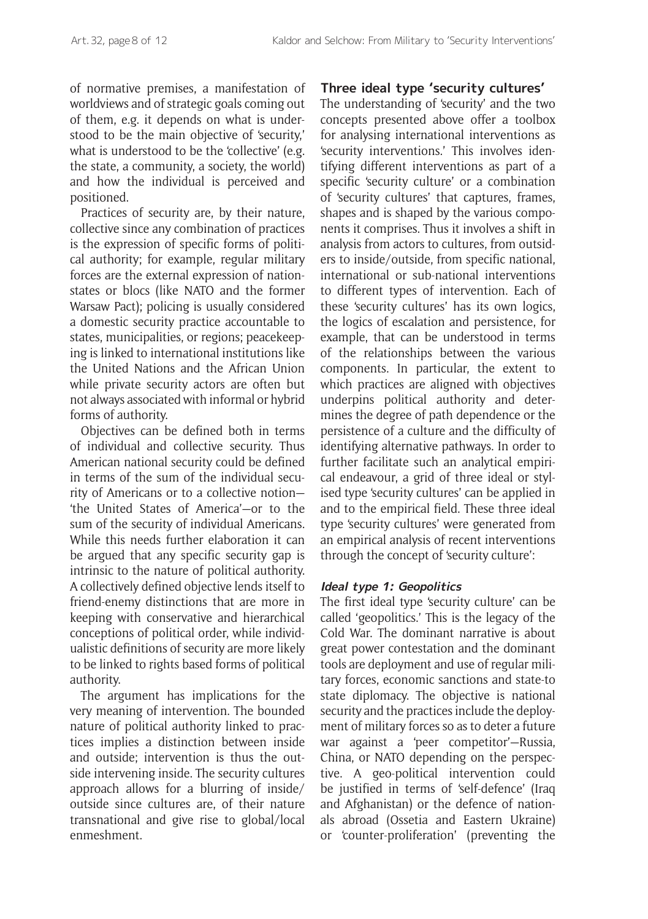of normative premises, a manifestation of worldviews and of strategic goals coming out of them, e.g. it depends on what is understood to be the main objective of 'security,' what is understood to be the 'collective' (e.g. the state, a community, a society, the world) and how the individual is perceived and positioned.

Practices of security are, by their nature, collective since any combination of practices is the expression of specific forms of political authority; for example, regular military forces are the external expression of nation-states or blocs (like NATO and the former Warsaw Pact); policing is usually considered a domestic security practice accountable to states, municipalities, or regions; peacekeeping is linked to international institutions like the United Nations and the African Union while private security actors are often but not always associated with informal or hybrid forms of authority.

Objectives can be defined both in terms of individual and collective security. Thus American national security could be defined in terms of the sum of the individual security of Americans or to a collective notion—'the United States of America'—or to the sum of the security of individual Americans. While this needs further elaboration it can be argued that any specific security gap is intrinsic to the nature of political authority. A collectively defined objective lends itself to friend-enemy distinctions that are more in keeping with conservative and hierarchical conceptions of political order, while individualistic definitions of security are more likely to be linked to rights based forms of political authority.

The argument has implications for the very meaning of intervention. The bounded nature of political authority linked to practices implies a distinction between inside and outside; intervention is thus the outside intervening inside. The security cultures approach allows for a blurring of inside/outside since cultures are, of their nature transnational and give rise to global/local enmeshment.

## Three ideal type 'security cultures'

The understanding of 'security' and the two concepts presented above offer a toolbox for analysing international interventions as 'security interventions.' This involves identifying different interventions as part of a specific 'security culture' or a combination of 'security cultures' that captures, frames, shapes and is shaped by the various components it comprises. Thus it involves a shift in analysis from actors to cultures, from outsiders to inside/outside, from specific national, international or sub-national interventions to different types of intervention. Each of these 'security cultures' has its own logics, the logics of escalation and persistence, for example, that can be understood in terms of the relationships between the various components. In particular, the extent to which practices are aligned with objectives underpins political authority and determines the degree of path dependence or the persistence of a culture and the difficulty of identifying alternative pathways. In order to further facilitate such an analytical empirical endeavour, a grid of three ideal or stylised type 'security cultures' can be applied in and to the empirical field. These three ideal type 'security cultures' were generated from an empirical analysis of recent interventions through the concept of 'security culture':

### *Ideal type 1: Geopolitics*

The first ideal type 'security culture' can be called 'geopolitics.' This is the legacy of the Cold War. The dominant narrative is about great power contestation and the dominant tools are deployment and use of regular military forces, economic sanctions and state-to state diplomacy. The objective is national security and the practices include the deployment of military forces so as to deter a future war against a 'peer competitor'—Russia, China, or NATO depending on the perspective. A geo-political intervention could be justified in terms of 'self-defence' (Iraq and Afghanistan) or the defence of nationals abroad (Ossetia and Eastern Ukraine) or 'counter-proliferation' (preventing the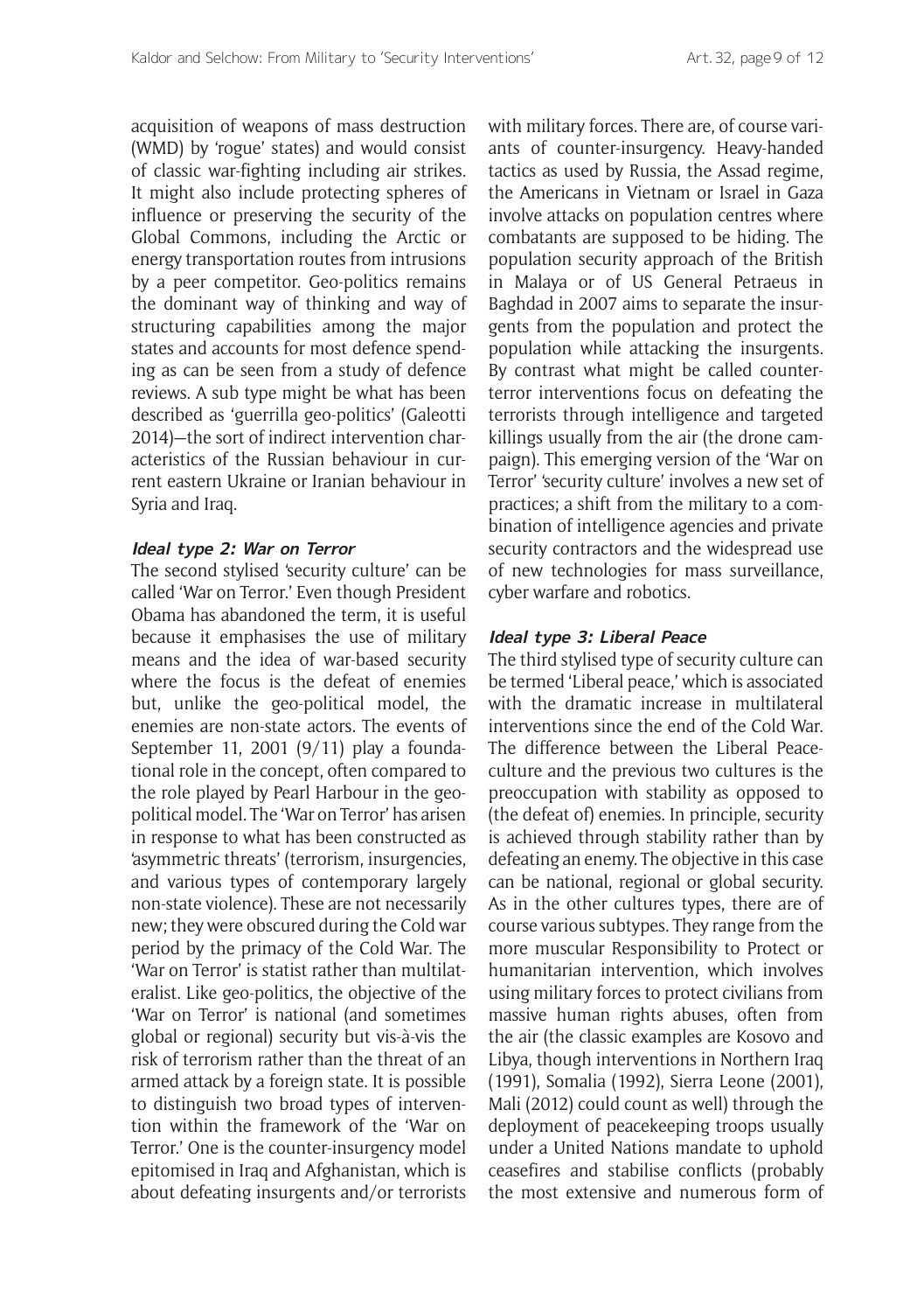acquisition of weapons of mass destruction (WMD) by 'rogue' states) and would consist of classic war-fighting including air strikes. It might also include protecting spheres of influence or preserving the security of the Global Commons, including the Arctic or energy transportation routes from intrusions by a peer competitor. Geo-politics remains the dominant way of thinking and way of structuring capabilities among the major states and accounts for most defence spending as can be seen from a study of defence reviews. A sub type might be what has been described as 'guerrilla geo-politics' (Galeotti 2014)—the sort of indirect intervention characteristics of the Russian behaviour in current eastern Ukraine or Iranian behaviour in Syria and Iraq.

### *Ideal type 2: War on Terror*

The second stylised 'security culture' can be called 'War on Terror.' Even though President Obama has abandoned the term, it is useful because it emphasises the use of military means and the idea of war-based security where the focus is the defeat of enemies but, unlike the geo-political model, the enemies are non-state actors. The events of September 11, 2001 (9/11) play a foundational role in the concept, often compared to the role played by Pearl Harbour in the geo-political model. The 'War on Terror' has arisen in response to what has been constructed as 'asymmetric threats' (terrorism, insurgencies, and various types of contemporary largely non-state violence). These are not necessarily new; they were obscured during the Cold war period by the primacy of the Cold War. The 'War on Terror' is statist rather than multilateralist. Like geo-politics, the objective of the 'War on Terror' is national (and sometimes global or regional) security but vis-à-vis the risk of terrorism rather than the threat of an armed attack by a foreign state. It is possible to distinguish two broad types of intervention within the framework of the 'War on Terror.' One is the counter-insurgency model epitomised in Iraq and Afghanistan, which is about defeating insurgents and/or terrorists with military forces. There are, of course variants of counter-insurgency. Heavy-handed tactics as used by Russia, the Assad regime, the Americans in Vietnam or Israel in Gaza involve attacks on population centres where combatants are supposed to be hiding. The population security approach of the British in Malaya or of US General Petraeus in Baghdad in 2007 aims to separate the insurgents from the population and protect the population while attacking the insurgents. By contrast what might be called counter-terror interventions focus on defeating the terrorists through intelligence and targeted killings usually from the air (the drone campaign). This emerging version of the 'War on Terror' 'security culture' involves a new set of practices; a shift from the military to a combination of intelligence agencies and private security contractors and the widespread use of new technologies for mass surveillance, cyber warfare and robotics.

### *Ideal type 3: Liberal Peace*

The third stylised type of security culture can be termed 'Liberal peace,' which is associated with the dramatic increase in multilateral interventions since the end of the Cold War. The difference between the Liberal Peace-culture and the previous two cultures is the preoccupation with stability as opposed to (the defeat of) enemies. In principle, security is achieved through stability rather than by defeating an enemy. The objective in this case can be national, regional or global security. As in the other cultures types, there are of course various subtypes. They range from the more muscular Responsibility to Protect or humanitarian intervention, which involves using military forces to protect civilians from massive human rights abuses, often from the air (the classic examples are Kosovo and Libya, though interventions in Northern Iraq (1991), Somalia (1992), Sierra Leone (2001), Mali (2012) could count as well) through the deployment of peacekeeping troops usually under a United Nations mandate to uphold ceasefires and stabilise conflicts (probably the most extensive and numerous form of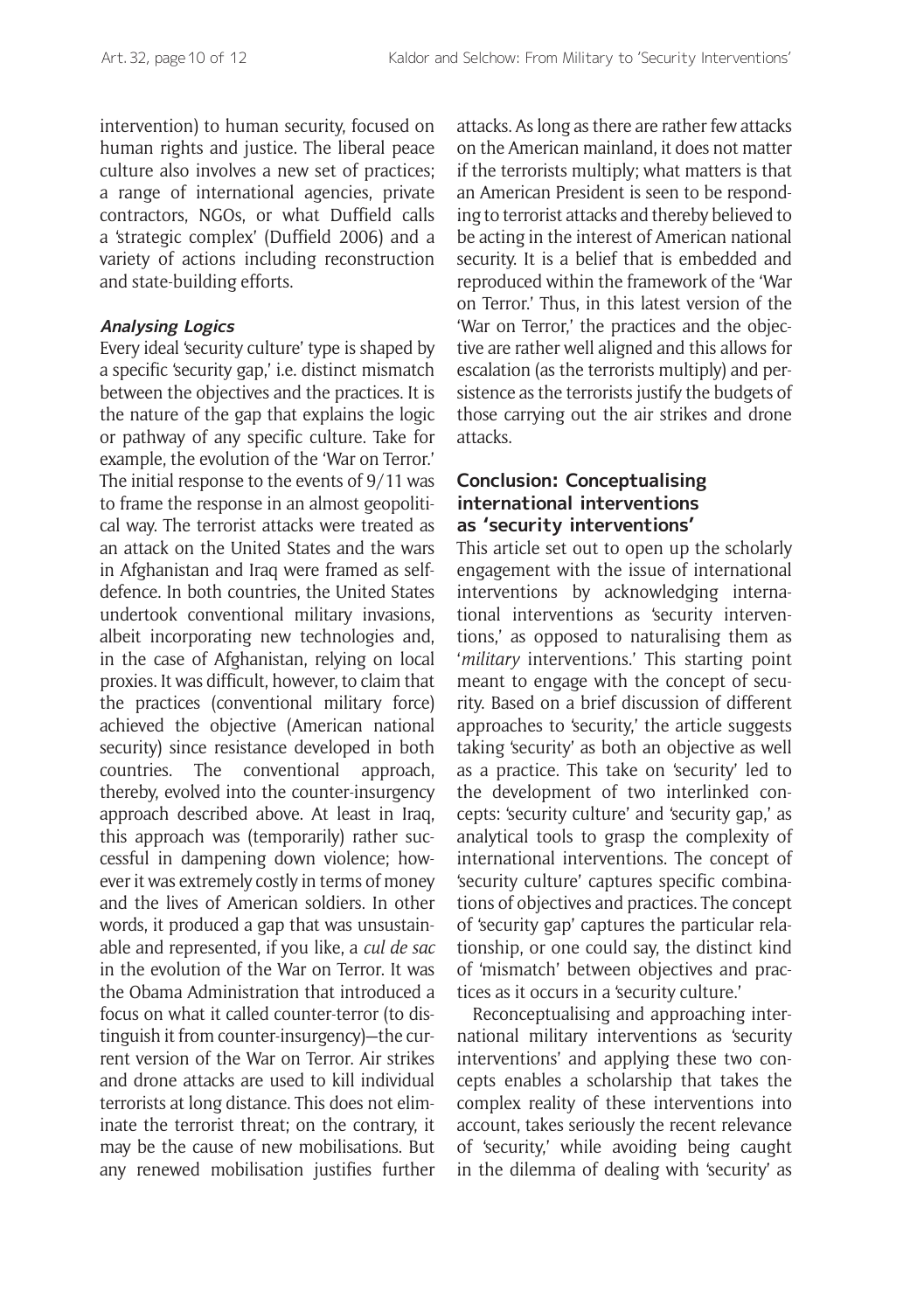intervention) to human security, focused on human rights and justice. The liberal peace culture also involves a new set of practices; a range of international agencies, private contractors, NGOs, or what Duffield calls a 'strategic complex' (Duffield 2006) and a variety of actions including reconstruction and state-building efforts.

### Analysing Logics

Every ideal 'security culture' type is shaped by a specific 'security gap,' i.e. distinct mismatch between the objectives and the practices. It is the nature of the gap that explains the logic or pathway of any specific culture. Take for example, the evolution of the 'War on Terror.' The initial response to the events of 9/11 was to frame the response in an almost geopolitical way. The terrorist attacks were treated as an attack on the United States and the wars in Afghanistan and Iraq were framed as self-defence. In both countries, the United States undertook conventional military invasions, albeit incorporating new technologies and, in the case of Afghanistan, relying on local proxies. It was difficult, however, to claim that the practices (conventional military force) achieved the objective (American national security) since resistance developed in both countries. The conventional approach, thereby, evolved into the counter-insurgency approach described above. At least in Iraq, this approach was (temporarily) rather successful in dampening down violence; however it was extremely costly in terms of money and the lives of American soldiers. In other words, it produced a gap that was unsustainable and represented, if you like, a *cul de sac* in the evolution of the War on Terror. It was the Obama Administration that introduced a focus on what it called counter-terror (to distinguish it from counter-insurgency)—the current version of the War on Terror. Air strikes and drone attacks are used to kill individual terrorists at long distance. This does not eliminate the terrorist threat; on the contrary, it may be the cause of new mobilisations. But any renewed mobilisation justifies further attacks. As long as there are rather few attacks on the American mainland, it does not matter if the terrorists multiply; what matters is that an American President is seen to be responding to terrorist attacks and thereby believed to be acting in the interest of American national security. It is a belief that is embedded and reproduced within the framework of the 'War on Terror.' Thus, in this latest version of the 'War on Terror,' the practices and the objective are rather well aligned and this allows for escalation (as the terrorists multiply) and persistence as the terrorists justify the budgets of those carrying out the air strikes and drone attacks.

## Conclusion: Conceptualising international interventions as 'security interventions'

This article set out to open up the scholarly engagement with the issue of international interventions by acknowledging international interventions as 'security interventions,' as opposed to naturalising them as '*military* interventions.' This starting point meant to engage with the concept of security. Based on a brief discussion of different approaches to 'security,' the article suggests taking 'security' as both an objective as well as a practice. This take on 'security' led to the development of two interlinked concepts: 'security culture' and 'security gap,' as analytical tools to grasp the complexity of international interventions. The concept of 'security culture' captures specific combinations of objectives and practices. The concept of 'security gap' captures the particular relationship, or one could say, the distinct kind of 'mismatch' between objectives and practices as it occurs in a 'security culture.'

Reconceptualising and approaching international military interventions as 'security interventions' and applying these two concepts enables a scholarship that takes the complex reality of these interventions into account, takes seriously the recent relevance of 'security,' while avoiding being caught in the dilemma of dealing with 'security' as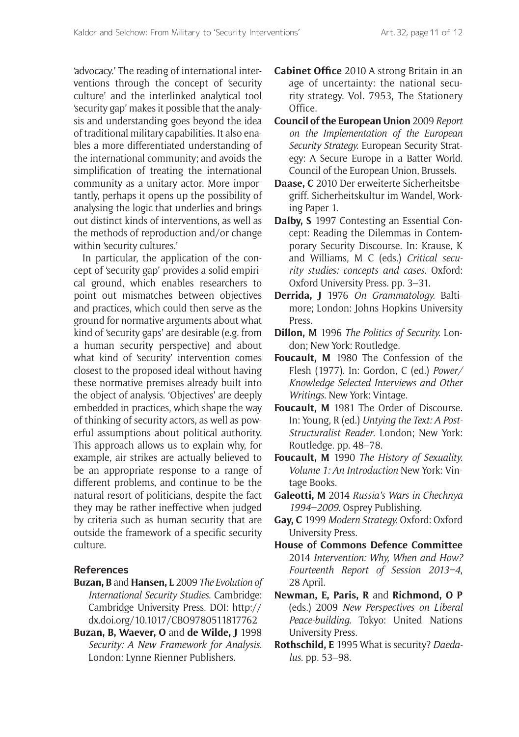'advocacy.' The reading of international interventions through the concept of 'security culture' and the interlinked analytical tool 'security gap' makes it possible that the analysis and understanding goes beyond the idea of traditional military capabilities. It also enables a more differentiated understanding of the international community; and avoids the simplification of treating the international community as a unitary actor. More importantly, perhaps it opens up the possibility of analysing the logic that underlies and brings out distinct kinds of interventions, as well as the methods of reproduction and/or change within 'security cultures.'

In particular, the application of the concept of 'security gap' provides a solid empirical ground, which enables researchers to point out mismatches between objectives and practices, which could then serve as the ground for normative arguments about what kind of 'security gaps' are desirable (e.g. from a human security perspective) and about what kind of 'security' intervention comes closest to the proposed ideal without having these normative premises already built into the object of analysis. 'Objectives' are deeply embedded in practices, which shape the way of thinking of security actors, as well as powerful assumptions about political authority. This approach allows us to explain why, for example, air strikes are actually believed to be an appropriate response to a range of different problems, and continue to be the natural resort of politicians, despite the fact they may be rather ineffective when judged by criteria such as human security that are outside the framework of a specific security culture.

## References

**Buzan, B** and **Hansen, L** 2009 *The Evolution of International Security Studies*. Cambridge: Cambridge University Press. DOI: http://dx.doi.org/10.1017/CBO9780511817762

**Buzan, B, Waever, O** and **de Wilde, J** 1998 *Security: A New Framework for Analysis*. London: Lynne Rienner Publishers.

**Cabinet Office** 2010 A strong Britain in an age of uncertainty: the national security strategy. Vol. 7953, The Stationery Office.

**Council of the European Union** 2009 *Report on the Implementation of the European Security Strategy.* European Security Strategy: A Secure Europe in a Batter World. Council of the European Union, Brussels.

**Daase, C** 2010 Der erweiterte Sicherheitsbegriff. Sicherheitskultur im Wandel, Working Paper 1.

**Dalby, S** 1997 Contesting an Essential Concept: Reading the Dilemmas in Contemporary Security Discourse. In: Krause, K and Williams, M C (eds.) *Critical security studies: concepts and cases*. Oxford: Oxford University Press. pp. 3–31.

**Derrida, J** 1976 *On Grammatology.* Baltimore; London: Johns Hopkins University Press.

**Dillon, M** 1996 *The Politics of Security.* London; New York: Routledge.

**Foucault, M** 1980 The Confession of the Flesh (1977). In: Gordon, C (ed.) *Power/Knowledge Selected Interviews and Other Writings*. New York: Vintage.

**Foucault, M** 1981 The Order of Discourse. In: Young, R (ed.) *Untying the Text: A Post-Structuralist Reader*. London; New York: Routledge. pp. 48–78.

**Foucault, M** 1990 *The History of Sexuality. Volume 1: An Introduction* New York: Vintage Books.

**Galeotti, M** 2014 *Russia's Wars in Chechnya 1994–2009*. Osprey Publishing.

**Gay, C** 1999 *Modern Strategy.* Oxford: Oxford University Press.

**House of Commons Defence Committee** 2014 *Intervention: Why, When and How? Fourteenth Report of Session 2013–4*, 28 April.

**Newman, E, Paris, R** and **Richmond, O P** (eds.) 2009 *New Perspectives on Liberal Peace-building.* Tokyo: United Nations University Press.

**Rothschild, E** 1995 What is security? *Daedalus*. pp. 53–98.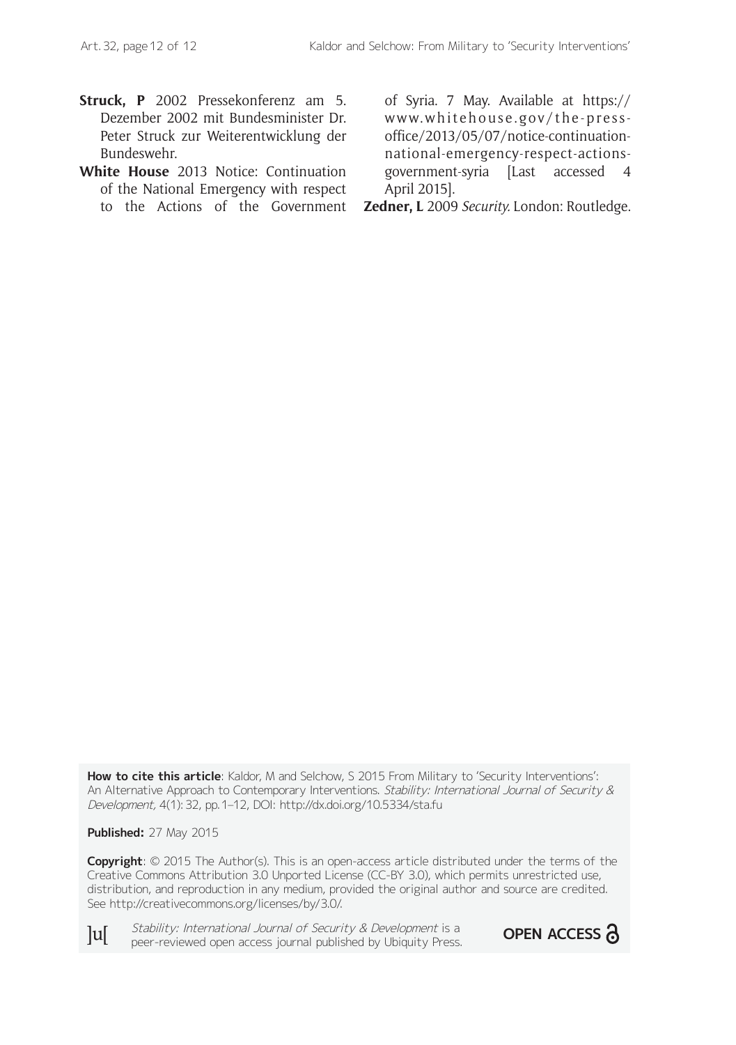**Struck, P** 2002 Pressekonferenz am 5. Dezember 2002 mit Bundesminister Dr. Peter Struck zur Weiterentwicklung der Bundeswehr.

**White House** 2013 Notice: Continuation of the National Emergency with respect to the Actions of the Government of Syria. 7 May. Available at https://www.whitehouse.gov/the-press-office/2013/05/07/notice-continuation-national-emergency-respect-actions-government-syria [Last accessed 4 April 2015].

**Zedner, L** 2009 *Security.* London: Routledge.

**How to cite this article**: Kaldor, M and Selchow, S 2015 From Military to 'Security Interventions': An Alternative Approach to Contemporary Interventions. *Stability: International Journal of Security & Development,* 4(1): 32, pp. 1–12, DOI: http://dx.doi.org/10.5334/sta.fu

**Published:** 27 May 2015

**Copyright**: © 2015 The Author(s). This is an open-access article distributed under the terms of the Creative Commons Attribution 3.0 Unported License (CC-BY 3.0), which permits unrestricted use, distribution, and reproduction in any medium, provided the original author and source are credited. See http://creativecommons.org/licenses/by/3.0/.

*Stability: International Journal of Security & Development* is a peer-reviewed open access journal published by Ubiquity Press.

OPEN ACCESS